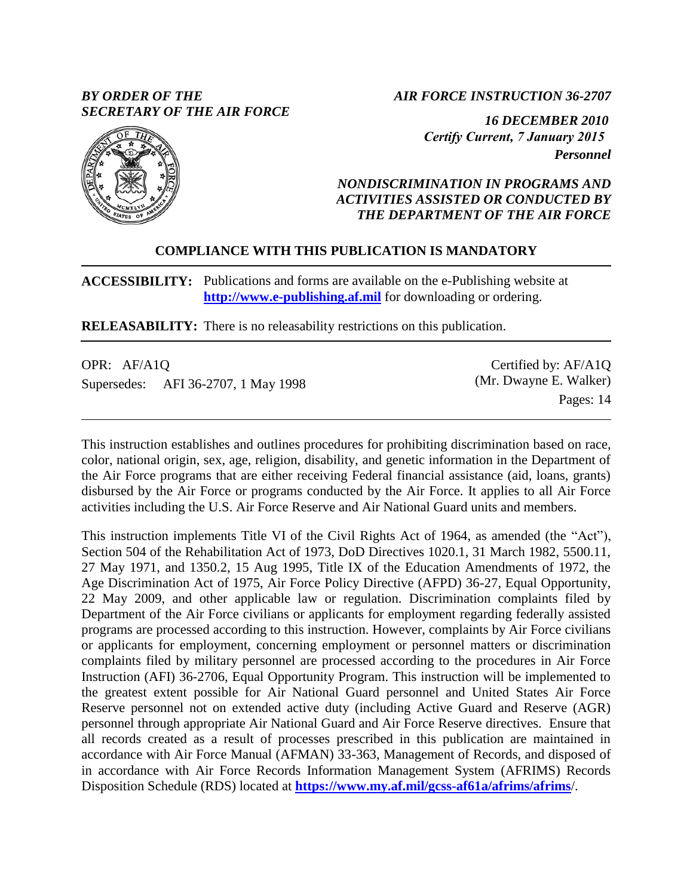*BY ORDER OF THE SECRETARY OF THE AIR FORCE*

*AIR FORCE INSTRUCTION 36-2707*

*16 DECEMBER 2010*
*Certify Current, 7 January 2015*

*Personnel*

*NONDISCRIMINATION IN PROGRAMS AND ACTIVITIES ASSISTED OR CONDUCTED BY THE DEPARTMENT OF THE AIR FORCE*

**COMPLIANCE WITH THIS PUBLICATION IS MANDATORY**

**ACCESSIBILITY:** Publications and forms are available on the e-Publishing website at **http://www.e-publishing.af.mil** for downloading or ordering.

**RELEASABILITY:** There is no releasability restrictions on this publication.

OPR: AF/A1Q

Supersedes: AFI 36-2707, 1 May 1998

Certified by: AF/A1Q (Mr. Dwayne E. Walker)

Pages: 14

This instruction establishes and outlines procedures for prohibiting discrimination based on race, color, national origin, sex, age, religion, disability, and genetic information in the Department of the Air Force programs that are either receiving Federal financial assistance (aid, loans, grants) disbursed by the Air Force or programs conducted by the Air Force. It applies to all Air Force activities including the U.S. Air Force Reserve and Air National Guard units and members.

This instruction implements Title VI of the Civil Rights Act of 1964, as amended (the "Act"), Section 504 of the Rehabilitation Act of 1973, DoD Directives 1020.1, 31 March 1982, 5500.11, 27 May 1971, and 1350.2, 15 Aug 1995, Title IX of the Education Amendments of 1972, the Age Discrimination Act of 1975, Air Force Policy Directive (AFPD) 36-27, Equal Opportunity, 22 May 2009, and other applicable law or regulation. Discrimination complaints filed by Department of the Air Force civilians or applicants for employment regarding federally assisted programs are processed according to this instruction. However, complaints by Air Force civilians or applicants for employment, concerning employment or personnel matters or discrimination complaints filed by military personnel are processed according to the procedures in Air Force Instruction (AFI) 36-2706, Equal Opportunity Program. This instruction will be implemented to the greatest extent possible for Air National Guard personnel and United States Air Force Reserve personnel not on extended active duty (including Active Guard and Reserve (AGR) personnel through appropriate Air National Guard and Air Force Reserve directives. Ensure that all records created as a result of processes prescribed in this publication are maintained in accordance with Air Force Manual (AFMAN) 33-363, Management of Records, and disposed of in accordance with Air Force Records Information Management System (AFRIMS) Records Disposition Schedule (RDS) located at **https://www.my.af.mil/gcss-af61a/afrims/afrims**/.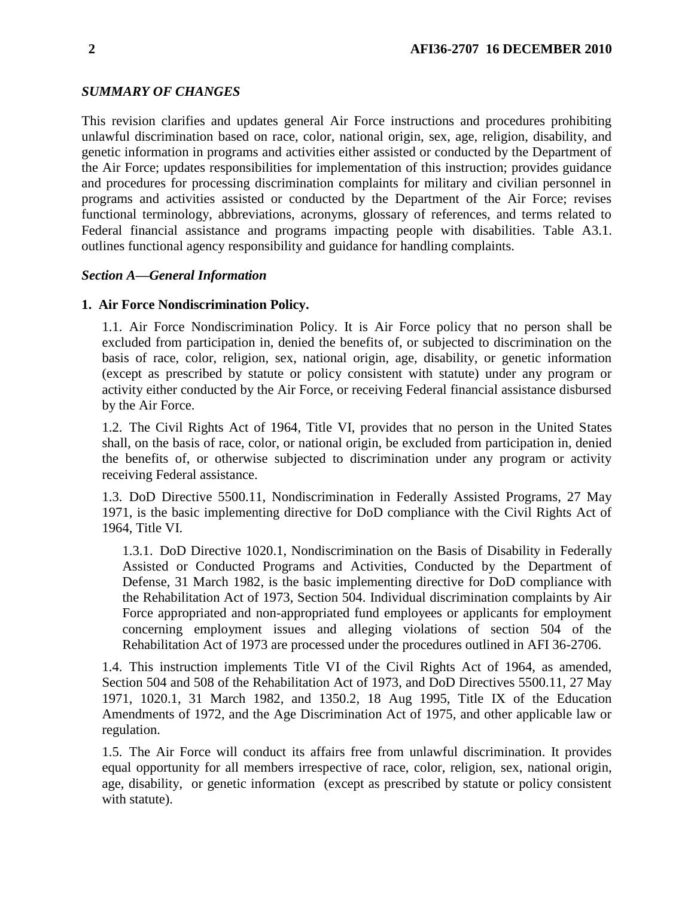***SUMMARY OF CHANGES***

This revision clarifies and updates general Air Force instructions and procedures prohibiting unlawful discrimination based on race, color, national origin, sex, age, religion, disability, and genetic information in programs and activities either assisted or conducted by the Department of the Air Force; updates responsibilities for implementation of this instruction; provides guidance and procedures for processing discrimination complaints for military and civilian personnel in programs and activities assisted or conducted by the Department of the Air Force; revises functional terminology, abbreviations, acronyms, glossary of references, and terms related to Federal financial assistance and programs impacting people with disabilities. Table A3.1. outlines functional agency responsibility and guidance for handling complaints.

***Section A—General Information***

**1. Air Force Nondiscrimination Policy.**

1.1. Air Force Nondiscrimination Policy. It is Air Force policy that no person shall be excluded from participation in, denied the benefits of, or subjected to discrimination on the basis of race, color, religion, sex, national origin, age, disability, or genetic information (except as prescribed by statute or policy consistent with statute) under any program or activity either conducted by the Air Force, or receiving Federal financial assistance disbursed by the Air Force.

1.2. The Civil Rights Act of 1964, Title VI, provides that no person in the United States shall, on the basis of race, color, or national origin, be excluded from participation in, denied the benefits of, or otherwise subjected to discrimination under any program or activity receiving Federal assistance.

1.3. DoD Directive 5500.11, Nondiscrimination in Federally Assisted Programs, 27 May 1971, is the basic implementing directive for DoD compliance with the Civil Rights Act of 1964, Title VI.

1.3.1. DoD Directive 1020.1, Nondiscrimination on the Basis of Disability in Federally Assisted or Conducted Programs and Activities, Conducted by the Department of Defense, 31 March 1982, is the basic implementing directive for DoD compliance with the Rehabilitation Act of 1973, Section 504. Individual discrimination complaints by Air Force appropriated and non-appropriated fund employees or applicants for employment concerning employment issues and alleging violations of section 504 of the Rehabilitation Act of 1973 are processed under the procedures outlined in AFI 36-2706.

1.4. This instruction implements Title VI of the Civil Rights Act of 1964, as amended, Section 504 and 508 of the Rehabilitation Act of 1973, and DoD Directives 5500.11, 27 May 1971, 1020.1, 31 March 1982, and 1350.2, 18 Aug 1995, Title IX of the Education Amendments of 1972, and the Age Discrimination Act of 1975, and other applicable law or regulation.

1.5. The Air Force will conduct its affairs free from unlawful discrimination. It provides equal opportunity for all members irrespective of race, color, religion, sex, national origin, age, disability, or genetic information (except as prescribed by statute or policy consistent with statute).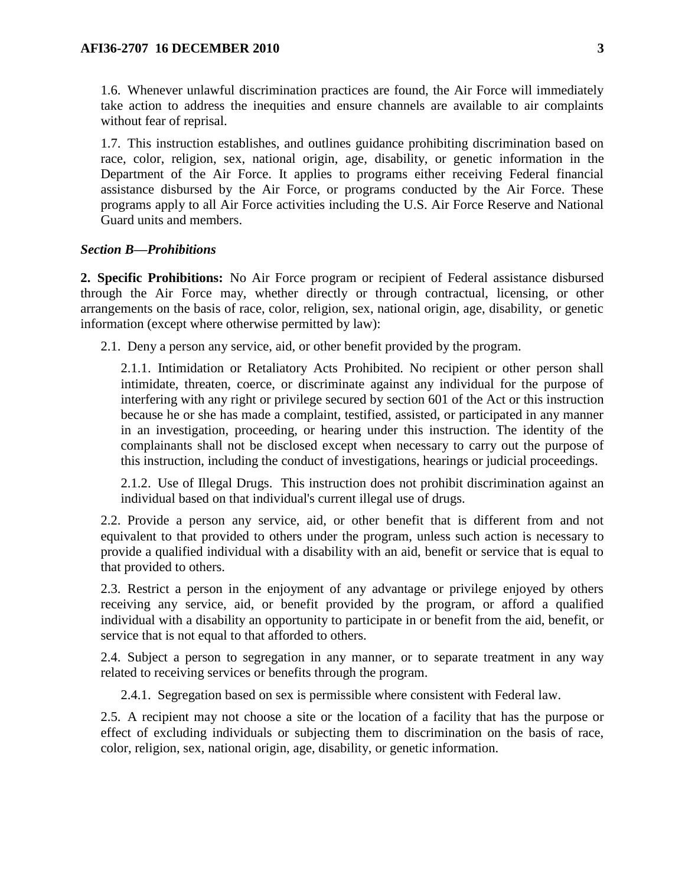1.6. Whenever unlawful discrimination practices are found, the Air Force will immediately take action to address the inequities and ensure channels are available to air complaints without fear of reprisal.

1.7. This instruction establishes, and outlines guidance prohibiting discrimination based on race, color, religion, sex, national origin, age, disability, or genetic information in the Department of the Air Force. It applies to programs either receiving Federal financial assistance disbursed by the Air Force, or programs conducted by the Air Force. These programs apply to all Air Force activities including the U.S. Air Force Reserve and National Guard units and members.

***Section B—Prohibitions***

**2. Specific Prohibitions:** No Air Force program or recipient of Federal assistance disbursed through the Air Force may, whether directly or through contractual, licensing, or other arrangements on the basis of race, color, religion, sex, national origin, age, disability, or genetic information (except where otherwise permitted by law):

2.1. Deny a person any service, aid, or other benefit provided by the program.

2.1.1. Intimidation or Retaliatory Acts Prohibited. No recipient or other person shall intimidate, threaten, coerce, or discriminate against any individual for the purpose of interfering with any right or privilege secured by section 601 of the Act or this instruction because he or she has made a complaint, testified, assisted, or participated in any manner in an investigation, proceeding, or hearing under this instruction. The identity of the complainants shall not be disclosed except when necessary to carry out the purpose of this instruction, including the conduct of investigations, hearings or judicial proceedings.

2.1.2. Use of Illegal Drugs. This instruction does not prohibit discrimination against an individual based on that individual's current illegal use of drugs.

2.2. Provide a person any service, aid, or other benefit that is different from and not equivalent to that provided to others under the program, unless such action is necessary to provide a qualified individual with a disability with an aid, benefit or service that is equal to that provided to others.

2.3. Restrict a person in the enjoyment of any advantage or privilege enjoyed by others receiving any service, aid, or benefit provided by the program, or afford a qualified individual with a disability an opportunity to participate in or benefit from the aid, benefit, or service that is not equal to that afforded to others.

2.4. Subject a person to segregation in any manner, or to separate treatment in any way related to receiving services or benefits through the program.

2.4.1. Segregation based on sex is permissible where consistent with Federal law.

2.5. A recipient may not choose a site or the location of a facility that has the purpose or effect of excluding individuals or subjecting them to discrimination on the basis of race, color, religion, sex, national origin, age, disability, or genetic information.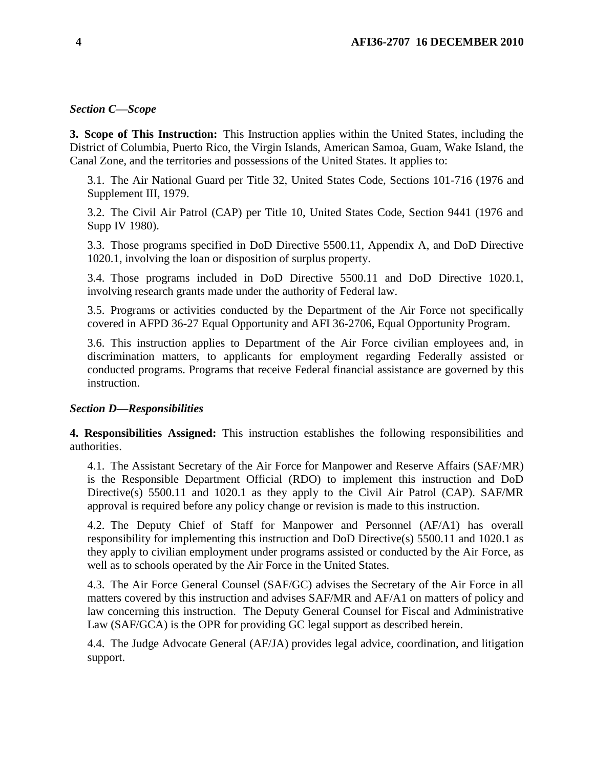### *Section C—Scope*

**3. Scope of This Instruction:** This Instruction applies within the United States, including the District of Columbia, Puerto Rico, the Virgin Islands, American Samoa, Guam, Wake Island, the Canal Zone, and the territories and possessions of the United States. It applies to:

3.1. The Air National Guard per Title 32, United States Code, Sections 101-716 (1976 and Supplement III, 1979.

3.2. The Civil Air Patrol (CAP) per Title 10, United States Code, Section 9441 (1976 and Supp IV 1980).

3.3. Those programs specified in DoD Directive 5500.11, Appendix A, and DoD Directive 1020.1, involving the loan or disposition of surplus property.

3.4. Those programs included in DoD Directive 5500.11 and DoD Directive 1020.1, involving research grants made under the authority of Federal law.

3.5. Programs or activities conducted by the Department of the Air Force not specifically covered in AFPD 36-27 Equal Opportunity and AFI 36-2706, Equal Opportunity Program.

3.6. This instruction applies to Department of the Air Force civilian employees and, in discrimination matters, to applicants for employment regarding Federally assisted or conducted programs. Programs that receive Federal financial assistance are governed by this instruction.

### *Section D—Responsibilities*

**4. Responsibilities Assigned:** This instruction establishes the following responsibilities and authorities.

4.1. The Assistant Secretary of the Air Force for Manpower and Reserve Affairs (SAF/MR) is the Responsible Department Official (RDO) to implement this instruction and DoD Directive(s) 5500.11 and 1020.1 as they apply to the Civil Air Patrol (CAP). SAF/MR approval is required before any policy change or revision is made to this instruction.

4.2. The Deputy Chief of Staff for Manpower and Personnel (AF/A1) has overall responsibility for implementing this instruction and DoD Directive(s) 5500.11 and 1020.1 as they apply to civilian employment under programs assisted or conducted by the Air Force, as well as to schools operated by the Air Force in the United States.

4.3. The Air Force General Counsel (SAF/GC) advises the Secretary of the Air Force in all matters covered by this instruction and advises SAF/MR and AF/A1 on matters of policy and law concerning this instruction. The Deputy General Counsel for Fiscal and Administrative Law (SAF/GCA) is the OPR for providing GC legal support as described herein.

4.4. The Judge Advocate General (AF/JA) provides legal advice, coordination, and litigation support.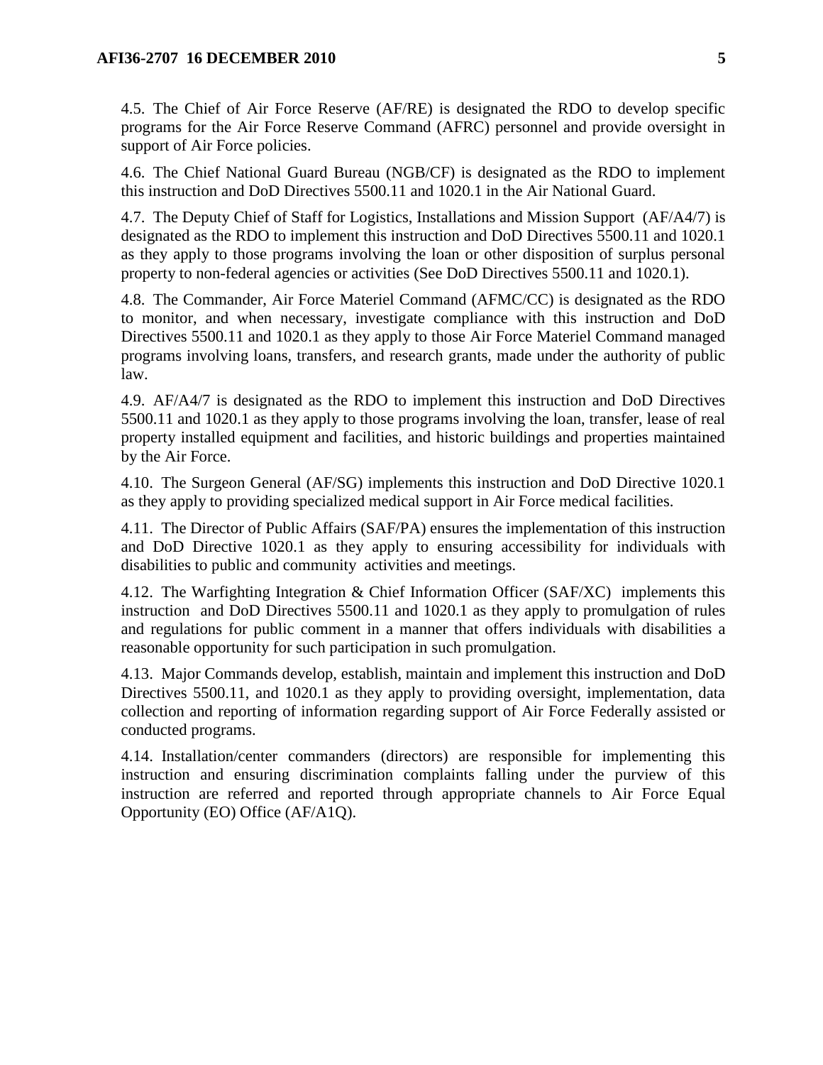4.5. The Chief of Air Force Reserve (AF/RE) is designated the RDO to develop specific programs for the Air Force Reserve Command (AFRC) personnel and provide oversight in support of Air Force policies.

4.6. The Chief National Guard Bureau (NGB/CF) is designated as the RDO to implement this instruction and DoD Directives 5500.11 and 1020.1 in the Air National Guard.

4.7. The Deputy Chief of Staff for Logistics, Installations and Mission Support (AF/A4/7) is designated as the RDO to implement this instruction and DoD Directives 5500.11 and 1020.1 as they apply to those programs involving the loan or other disposition of surplus personal property to non-federal agencies or activities (See DoD Directives 5500.11 and 1020.1).

4.8. The Commander, Air Force Materiel Command (AFMC/CC) is designated as the RDO to monitor, and when necessary, investigate compliance with this instruction and DoD Directives 5500.11 and 1020.1 as they apply to those Air Force Materiel Command managed programs involving loans, transfers, and research grants, made under the authority of public law.

4.9. AF/A4/7 is designated as the RDO to implement this instruction and DoD Directives 5500.11 and 1020.1 as they apply to those programs involving the loan, transfer, lease of real property installed equipment and facilities, and historic buildings and properties maintained by the Air Force.

4.10. The Surgeon General (AF/SG) implements this instruction and DoD Directive 1020.1 as they apply to providing specialized medical support in Air Force medical facilities.

4.11. The Director of Public Affairs (SAF/PA) ensures the implementation of this instruction and DoD Directive 1020.1 as they apply to ensuring accessibility for individuals with disabilities to public and community activities and meetings.

4.12. The Warfighting Integration & Chief Information Officer (SAF/XC) implements this instruction and DoD Directives 5500.11 and 1020.1 as they apply to promulgation of rules and regulations for public comment in a manner that offers individuals with disabilities a reasonable opportunity for such participation in such promulgation.

4.13. Major Commands develop, establish, maintain and implement this instruction and DoD Directives 5500.11, and 1020.1 as they apply to providing oversight, implementation, data collection and reporting of information regarding support of Air Force Federally assisted or conducted programs.

4.14. Installation/center commanders (directors) are responsible for implementing this instruction and ensuring discrimination complaints falling under the purview of this instruction are referred and reported through appropriate channels to Air Force Equal Opportunity (EO) Office (AF/A1Q).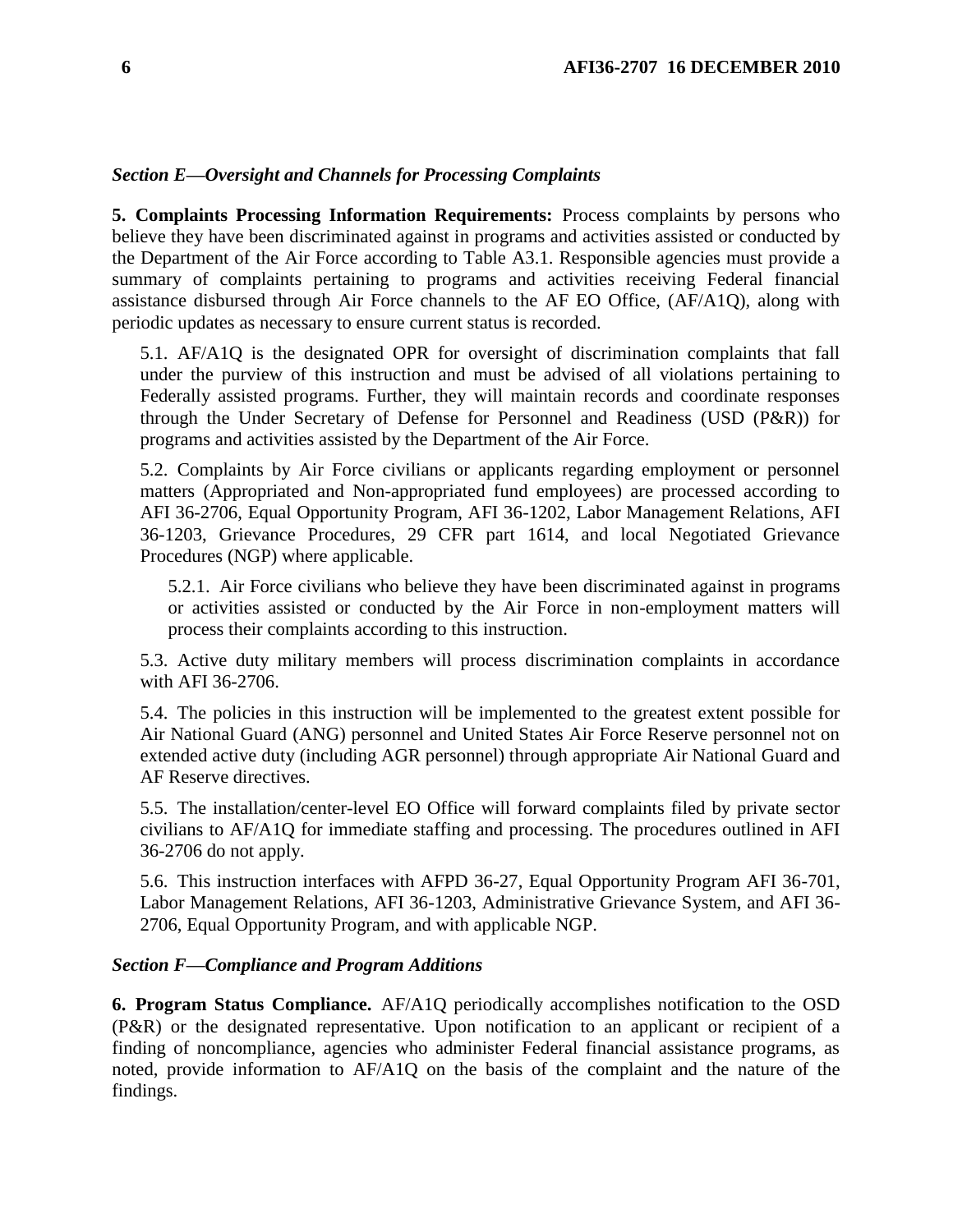### *Section E—Oversight and Channels for Processing Complaints*

**5. Complaints Processing Information Requirements:** Process complaints by persons who believe they have been discriminated against in programs and activities assisted or conducted by the Department of the Air Force according to Table A3.1. Responsible agencies must provide a summary of complaints pertaining to programs and activities receiving Federal financial assistance disbursed through Air Force channels to the AF EO Office, (AF/A1Q), along with periodic updates as necessary to ensure current status is recorded.

5.1. AF/A1Q is the designated OPR for oversight of discrimination complaints that fall under the purview of this instruction and must be advised of all violations pertaining to Federally assisted programs. Further, they will maintain records and coordinate responses through the Under Secretary of Defense for Personnel and Readiness (USD (P&R)) for programs and activities assisted by the Department of the Air Force.

5.2. Complaints by Air Force civilians or applicants regarding employment or personnel matters (Appropriated and Non-appropriated fund employees) are processed according to AFI 36-2706, Equal Opportunity Program, AFI 36-1202, Labor Management Relations, AFI 36-1203, Grievance Procedures, 29 CFR part 1614, and local Negotiated Grievance Procedures (NGP) where applicable.

5.2.1. Air Force civilians who believe they have been discriminated against in programs or activities assisted or conducted by the Air Force in non-employment matters will process their complaints according to this instruction.

5.3. Active duty military members will process discrimination complaints in accordance with AFI 36-2706.

5.4. The policies in this instruction will be implemented to the greatest extent possible for Air National Guard (ANG) personnel and United States Air Force Reserve personnel not on extended active duty (including AGR personnel) through appropriate Air National Guard and AF Reserve directives.

5.5. The installation/center-level EO Office will forward complaints filed by private sector civilians to AF/A1Q for immediate staffing and processing. The procedures outlined in AFI 36-2706 do not apply.

5.6. This instruction interfaces with AFPD 36-27, Equal Opportunity Program AFI 36-701, Labor Management Relations, AFI 36-1203, Administrative Grievance System, and AFI 36-2706, Equal Opportunity Program, and with applicable NGP.

### *Section F—Compliance and Program Additions*

**6. Program Status Compliance.** AF/A1Q periodically accomplishes notification to the OSD (P&R) or the designated representative. Upon notification to an applicant or recipient of a finding of noncompliance, agencies who administer Federal financial assistance programs, as noted, provide information to AF/A1Q on the basis of the complaint and the nature of the findings.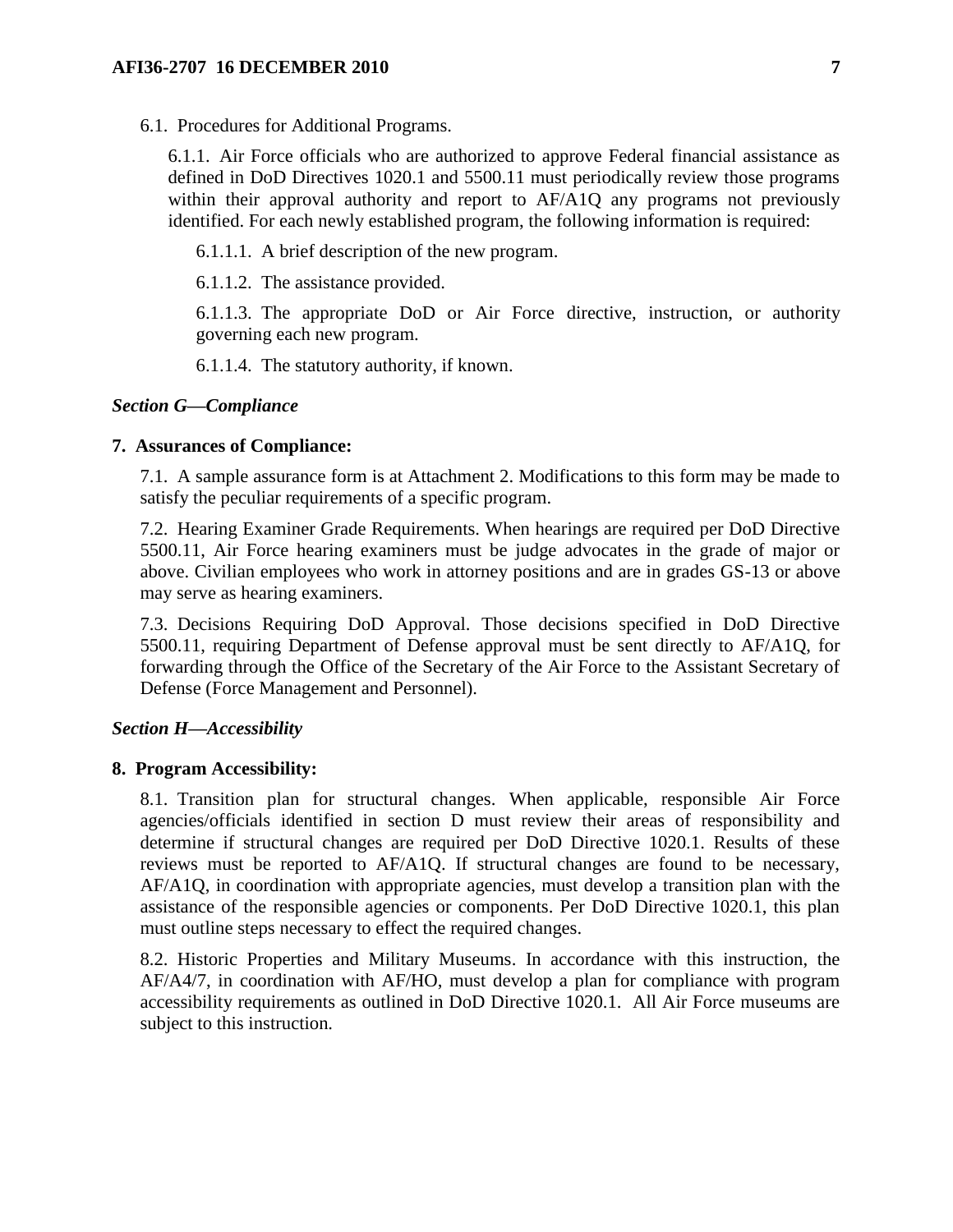6.1. Procedures for Additional Programs.

6.1.1. Air Force officials who are authorized to approve Federal financial assistance as defined in DoD Directives 1020.1 and 5500.11 must periodically review those programs within their approval authority and report to AF/A1Q any programs not previously identified. For each newly established program, the following information is required:

6.1.1.1. A brief description of the new program.

6.1.1.2. The assistance provided.

6.1.1.3. The appropriate DoD or Air Force directive, instruction, or authority governing each new program.

6.1.1.4. The statutory authority, if known.

### *Section G—Compliance*

**7. Assurances of Compliance:**

7.1. A sample assurance form is at Attachment 2. Modifications to this form may be made to satisfy the peculiar requirements of a specific program.

7.2. Hearing Examiner Grade Requirements. When hearings are required per DoD Directive 5500.11, Air Force hearing examiners must be judge advocates in the grade of major or above. Civilian employees who work in attorney positions and are in grades GS-13 or above may serve as hearing examiners.

7.3. Decisions Requiring DoD Approval. Those decisions specified in DoD Directive 5500.11, requiring Department of Defense approval must be sent directly to AF/A1Q, for forwarding through the Office of the Secretary of the Air Force to the Assistant Secretary of Defense (Force Management and Personnel).

### *Section H—Accessibility*

**8. Program Accessibility:**

8.1. Transition plan for structural changes. When applicable, responsible Air Force agencies/officials identified in section D must review their areas of responsibility and determine if structural changes are required per DoD Directive 1020.1. Results of these reviews must be reported to AF/A1Q. If structural changes are found to be necessary, AF/A1Q, in coordination with appropriate agencies, must develop a transition plan with the assistance of the responsible agencies or components. Per DoD Directive 1020.1, this plan must outline steps necessary to effect the required changes.

8.2. Historic Properties and Military Museums. In accordance with this instruction, the AF/A4/7, in coordination with AF/HO, must develop a plan for compliance with program accessibility requirements as outlined in DoD Directive 1020.1. All Air Force museums are subject to this instruction.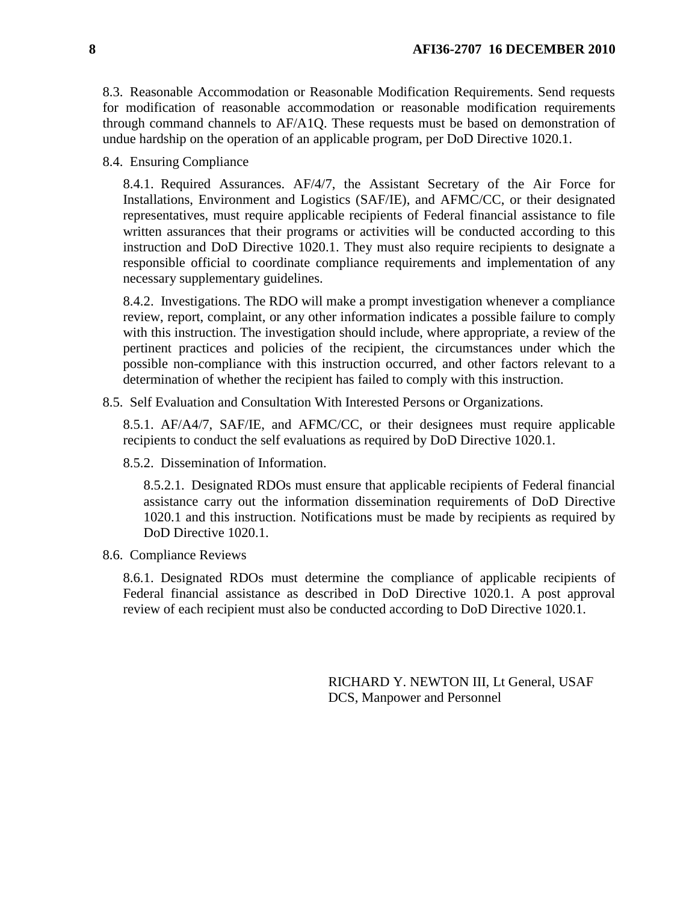8.3. Reasonable Accommodation or Reasonable Modification Requirements. Send requests for modification of reasonable accommodation or reasonable modification requirements through command channels to AF/A1Q. These requests must be based on demonstration of undue hardship on the operation of an applicable program, per DoD Directive 1020.1.

8.4. Ensuring Compliance

8.4.1. Required Assurances. AF/4/7, the Assistant Secretary of the Air Force for Installations, Environment and Logistics (SAF/IE), and AFMC/CC, or their designated representatives, must require applicable recipients of Federal financial assistance to file written assurances that their programs or activities will be conducted according to this instruction and DoD Directive 1020.1. They must also require recipients to designate a responsible official to coordinate compliance requirements and implementation of any necessary supplementary guidelines.

8.4.2. Investigations. The RDO will make a prompt investigation whenever a compliance review, report, complaint, or any other information indicates a possible failure to comply with this instruction. The investigation should include, where appropriate, a review of the pertinent practices and policies of the recipient, the circumstances under which the possible non-compliance with this instruction occurred, and other factors relevant to a determination of whether the recipient has failed to comply with this instruction.

8.5. Self Evaluation and Consultation With Interested Persons or Organizations.

8.5.1. AF/A4/7, SAF/IE, and AFMC/CC, or their designees must require applicable recipients to conduct the self evaluations as required by DoD Directive 1020.1.

8.5.2. Dissemination of Information.

8.5.2.1. Designated RDOs must ensure that applicable recipients of Federal financial assistance carry out the information dissemination requirements of DoD Directive 1020.1 and this instruction. Notifications must be made by recipients as required by DoD Directive 1020.1.

8.6. Compliance Reviews

8.6.1. Designated RDOs must determine the compliance of applicable recipients of Federal financial assistance as described in DoD Directive 1020.1. A post approval review of each recipient must also be conducted according to DoD Directive 1020.1.

RICHARD Y. NEWTON III, Lt General, USAF
DCS, Manpower and Personnel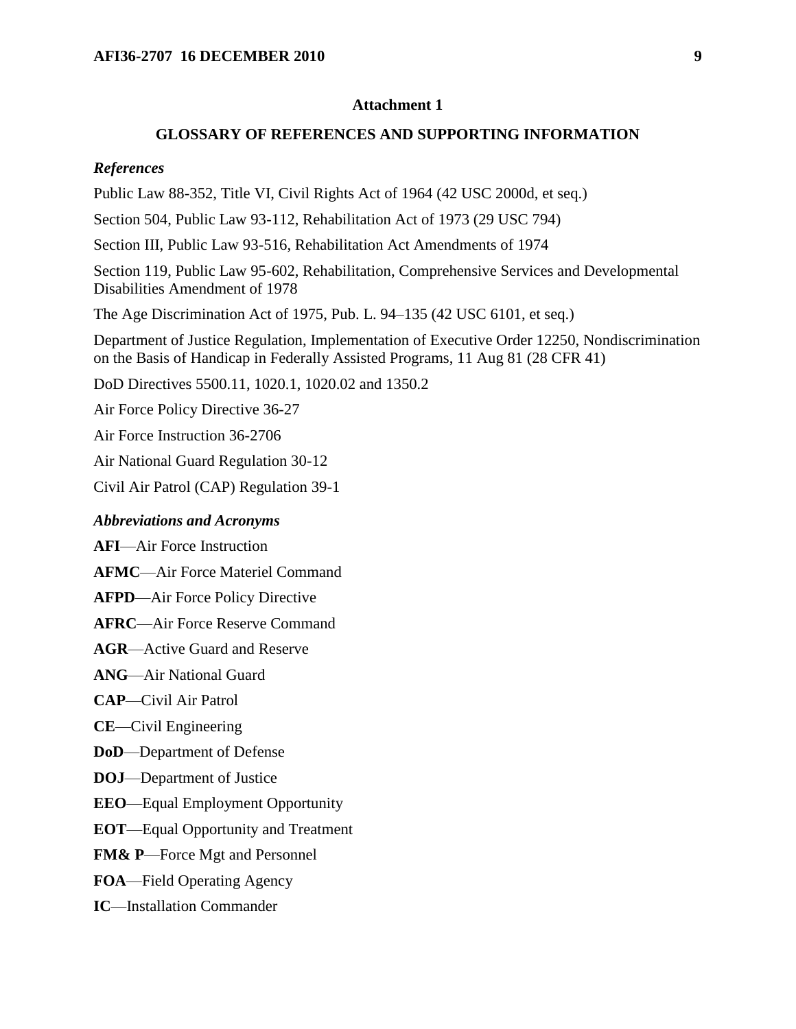## Attachment 1

## GLOSSARY OF REFERENCES AND SUPPORTING INFORMATION

### *References*

Public Law 88-352, Title VI, Civil Rights Act of 1964 (42 USC 2000d, et seq.)

Section 504, Public Law 93-112, Rehabilitation Act of 1973 (29 USC 794)

Section III, Public Law 93-516, Rehabilitation Act Amendments of 1974

Section 119, Public Law 95-602, Rehabilitation, Comprehensive Services and Developmental Disabilities Amendment of 1978

The Age Discrimination Act of 1975, Pub. L. 94–135 (42 USC 6101, et seq.)

Department of Justice Regulation, Implementation of Executive Order 12250, Nondiscrimination on the Basis of Handicap in Federally Assisted Programs, 11 Aug 81 (28 CFR 41)

DoD Directives 5500.11, 1020.1, 1020.02 and 1350.2

Air Force Policy Directive 36-27

Air Force Instruction 36-2706

Air National Guard Regulation 30-12

Civil Air Patrol (CAP) Regulation 39-1

### *Abbreviations and Acronyms*

**AFI**—Air Force Instruction

**AFMC**—Air Force Materiel Command

**AFPD**—Air Force Policy Directive

**AFRC**—Air Force Reserve Command

**AGR**—Active Guard and Reserve

**ANG**—Air National Guard

**CAP**—Civil Air Patrol

**CE**—Civil Engineering

**DoD**—Department of Defense

**DOJ**—Department of Justice

**EEO**—Equal Employment Opportunity

**EOT**—Equal Opportunity and Treatment

**FM& P**—Force Mgt and Personnel

**FOA**—Field Operating Agency

**IC**—Installation Commander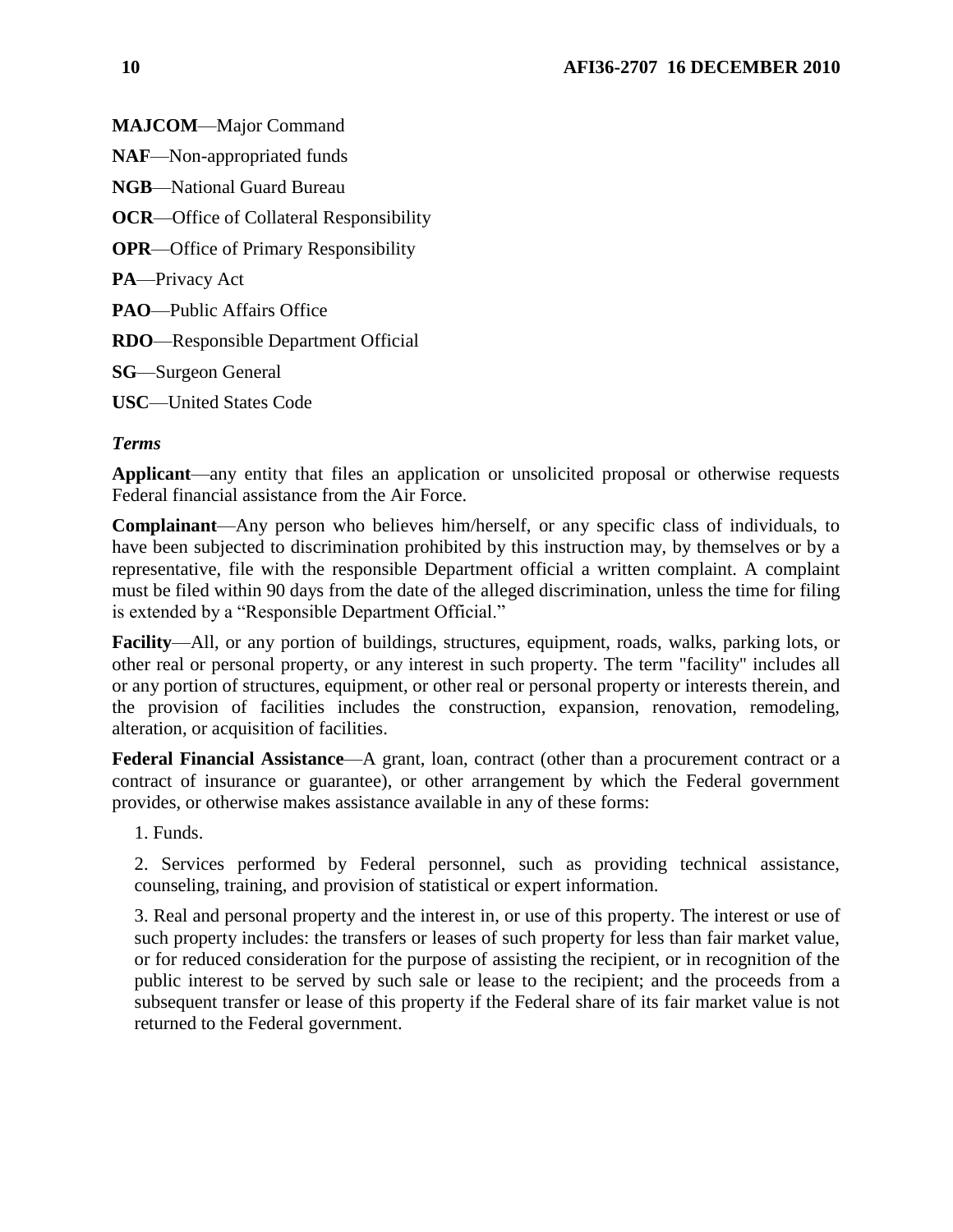**MAJCOM**—Major Command

**NAF**—Non-appropriated funds

**NGB**—National Guard Bureau

**OCR**—Office of Collateral Responsibility

**OPR**—Office of Primary Responsibility

**PA**—Privacy Act

**PAO**—Public Affairs Office

**RDO**—Responsible Department Official

**SG**—Surgeon General

**USC**—United States Code

*Terms*

**Applicant**—any entity that files an application or unsolicited proposal or otherwise requests Federal financial assistance from the Air Force.

**Complainant**—Any person who believes him/herself, or any specific class of individuals, to have been subjected to discrimination prohibited by this instruction may, by themselves or by a representative, file with the responsible Department official a written complaint. A complaint must be filed within 90 days from the date of the alleged discrimination, unless the time for filing is extended by a "Responsible Department Official."

**Facility**—All, or any portion of buildings, structures, equipment, roads, walks, parking lots, or other real or personal property, or any interest in such property. The term "facility" includes all or any portion of structures, equipment, or other real or personal property or interests therein, and the provision of facilities includes the construction, expansion, renovation, remodeling, alteration, or acquisition of facilities.

**Federal Financial Assistance**—A grant, loan, contract (other than a procurement contract or a contract of insurance or guarantee), or other arrangement by which the Federal government provides, or otherwise makes assistance available in any of these forms:

1. Funds.

2. Services performed by Federal personnel, such as providing technical assistance, counseling, training, and provision of statistical or expert information.

3. Real and personal property and the interest in, or use of this property. The interest or use of such property includes: the transfers or leases of such property for less than fair market value, or for reduced consideration for the purpose of assisting the recipient, or in recognition of the public interest to be served by such sale or lease to the recipient; and the proceeds from a subsequent transfer or lease of this property if the Federal share of its fair market value is not returned to the Federal government.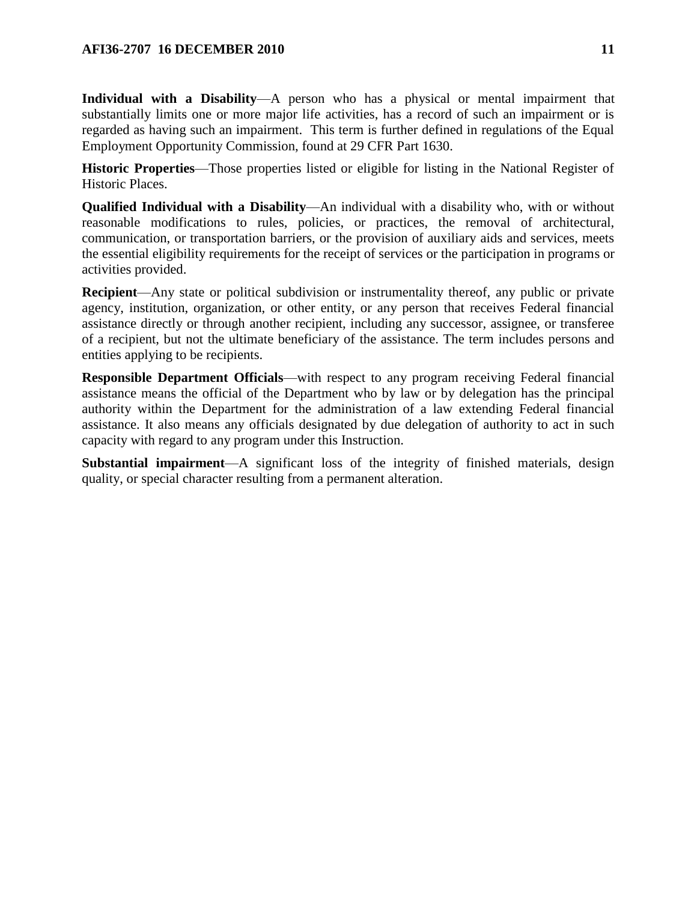**Individual with a Disability**—A person who has a physical or mental impairment that substantially limits one or more major life activities, has a record of such an impairment or is regarded as having such an impairment. This term is further defined in regulations of the Equal Employment Opportunity Commission, found at 29 CFR Part 1630.

**Historic Properties**—Those properties listed or eligible for listing in the National Register of Historic Places.

**Qualified Individual with a Disability**—An individual with a disability who, with or without reasonable modifications to rules, policies, or practices, the removal of architectural, communication, or transportation barriers, or the provision of auxiliary aids and services, meets the essential eligibility requirements for the receipt of services or the participation in programs or activities provided.

**Recipient**—Any state or political subdivision or instrumentality thereof, any public or private agency, institution, organization, or other entity, or any person that receives Federal financial assistance directly or through another recipient, including any successor, assignee, or transferee of a recipient, but not the ultimate beneficiary of the assistance. The term includes persons and entities applying to be recipients.

**Responsible Department Officials**—with respect to any program receiving Federal financial assistance means the official of the Department who by law or by delegation has the principal authority within the Department for the administration of a law extending Federal financial assistance. It also means any officials designated by due delegation of authority to act in such capacity with regard to any program under this Instruction.

**Substantial impairment**—A significant loss of the integrity of finished materials, design quality, or special character resulting from a permanent alteration.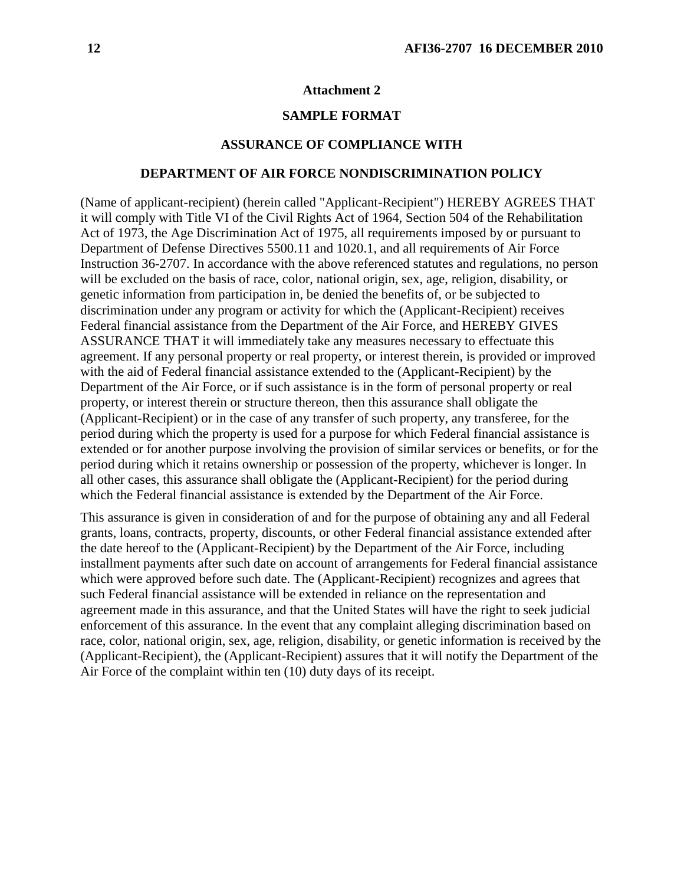## Attachment 2

## SAMPLE FORMAT

## ASSURANCE OF COMPLIANCE WITH

## DEPARTMENT OF AIR FORCE NONDISCRIMINATION POLICY

(Name of applicant-recipient) (herein called "Applicant-Recipient") HEREBY AGREES THAT it will comply with Title VI of the Civil Rights Act of 1964, Section 504 of the Rehabilitation Act of 1973, the Age Discrimination Act of 1975, all requirements imposed by or pursuant to Department of Defense Directives 5500.11 and 1020.1, and all requirements of Air Force Instruction 36-2707. In accordance with the above referenced statutes and regulations, no person will be excluded on the basis of race, color, national origin, sex, age, religion, disability, or genetic information from participation in, be denied the benefits of, or be subjected to discrimination under any program or activity for which the (Applicant-Recipient) receives Federal financial assistance from the Department of the Air Force, and HEREBY GIVES ASSURANCE THAT it will immediately take any measures necessary to effectuate this agreement. If any personal property or real property, or interest therein, is provided or improved with the aid of Federal financial assistance extended to the (Applicant-Recipient) by the Department of the Air Force, or if such assistance is in the form of personal property or real property, or interest therein or structure thereon, then this assurance shall obligate the (Applicant-Recipient) or in the case of any transfer of such property, any transferee, for the period during which the property is used for a purpose for which Federal financial assistance is extended or for another purpose involving the provision of similar services or benefits, or for the period during which it retains ownership or possession of the property, whichever is longer. In all other cases, this assurance shall obligate the (Applicant-Recipient) for the period during which the Federal financial assistance is extended by the Department of the Air Force.

This assurance is given in consideration of and for the purpose of obtaining any and all Federal grants, loans, contracts, property, discounts, or other Federal financial assistance extended after the date hereof to the (Applicant-Recipient) by the Department of the Air Force, including installment payments after such date on account of arrangements for Federal financial assistance which were approved before such date. The (Applicant-Recipient) recognizes and agrees that such Federal financial assistance will be extended in reliance on the representation and agreement made in this assurance, and that the United States will have the right to seek judicial enforcement of this assurance. In the event that any complaint alleging discrimination based on race, color, national origin, sex, age, religion, disability, or genetic information is received by the (Applicant-Recipient), the (Applicant-Recipient) assures that it will notify the Department of the Air Force of the complaint within ten (10) duty days of its receipt.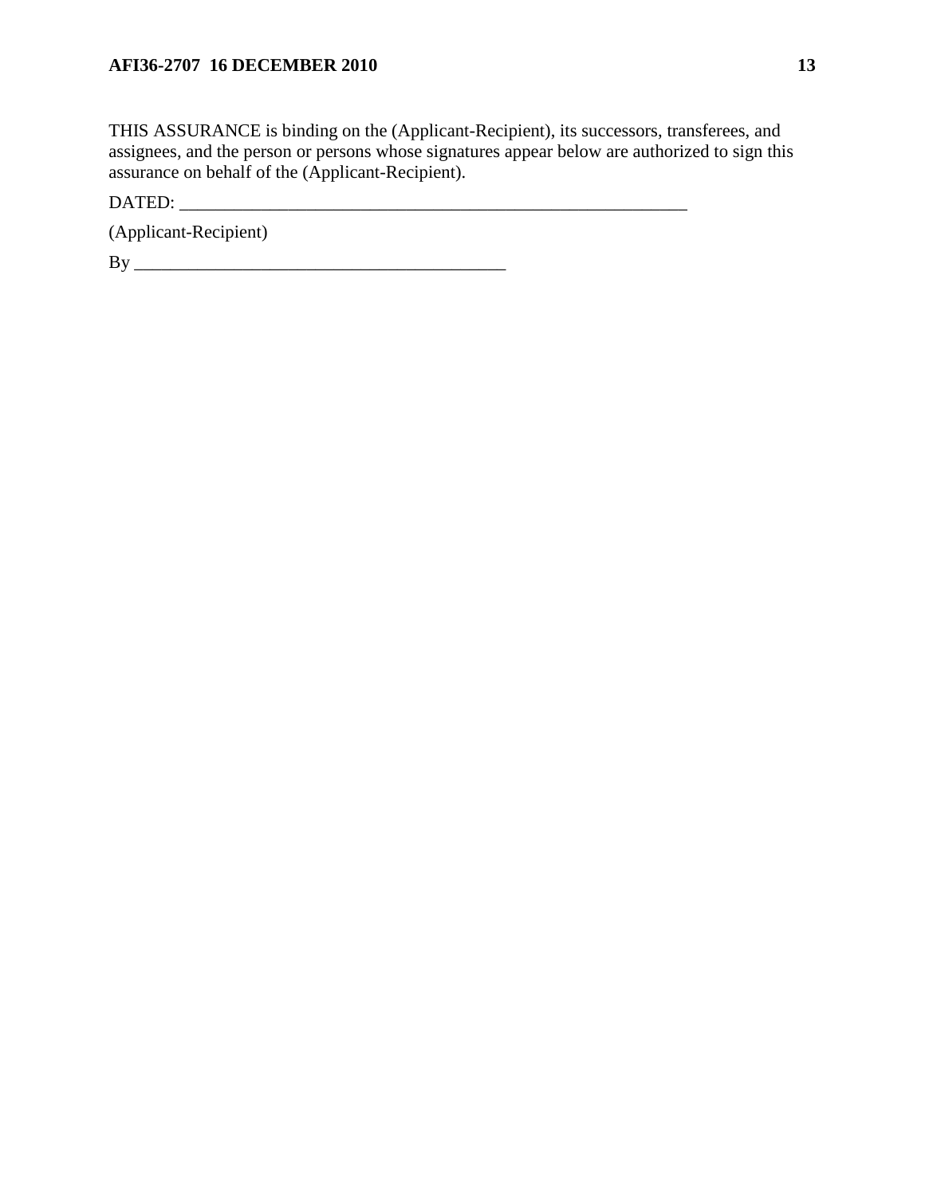THIS ASSURANCE is binding on the (Applicant-Recipient), its successors, transferees, and assignees, and the person or persons whose signatures appear below are authorized to sign this assurance on behalf of the (Applicant-Recipient).

DATED: ___________________________________________________________

(Applicant-Recipient)

By ________________________________________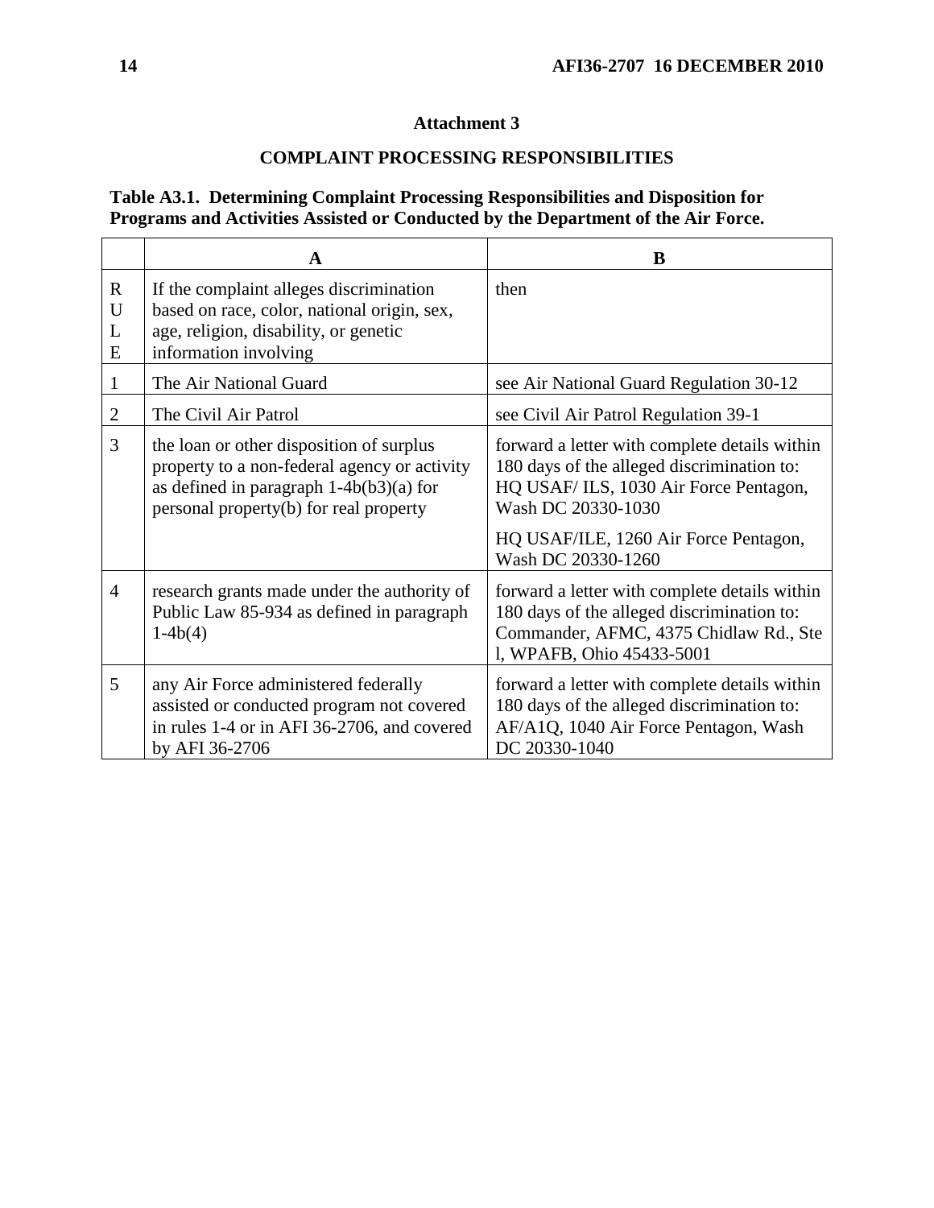## Attachment 3

## COMPLAINT PROCESSING RESPONSIBILITIES

**Table A3.1. Determining Complaint Processing Responsibilities and Disposition for Programs and Activities Assisted or Conducted by the Department of the Air Force.**

| | A | B |
|---|---|---|
| RULE | If the complaint alleges discrimination based on race, color, national origin, sex, age, religion, disability, or genetic information involving | then |
| 1 | The Air National Guard | see Air National Guard Regulation 30-12 |
| 2 | The Civil Air Patrol | see Civil Air Patrol Regulation 39-1 |
| 3 | the loan or other disposition of surplus property to a non-federal agency or activity as defined in paragraph 1-4b(b3)(a) for personal property(b) for real property | forward a letter with complete details within 180 days of the alleged discrimination to: HQ USAF/ ILS, 1030 Air Force Pentagon, Wash DC 20330-1030<br><br>HQ USAF/ILE, 1260 Air Force Pentagon, Wash DC 20330-1260 |
| 4 | research grants made under the authority of Public Law 85-934 as defined in paragraph 1-4b(4) | forward a letter with complete details within 180 days of the alleged discrimination to: Commander, AFMC, 4375 Chidlaw Rd., Ste l, WPAFB, Ohio 45433-5001 |
| 5 | any Air Force administered federally assisted or conducted program not covered in rules 1-4 or in AFI 36-2706, and covered by AFI 36-2706 | forward a letter with complete details within 180 days of the alleged discrimination to: AF/A1Q, 1040 Air Force Pentagon, Wash DC 20330-1040 |